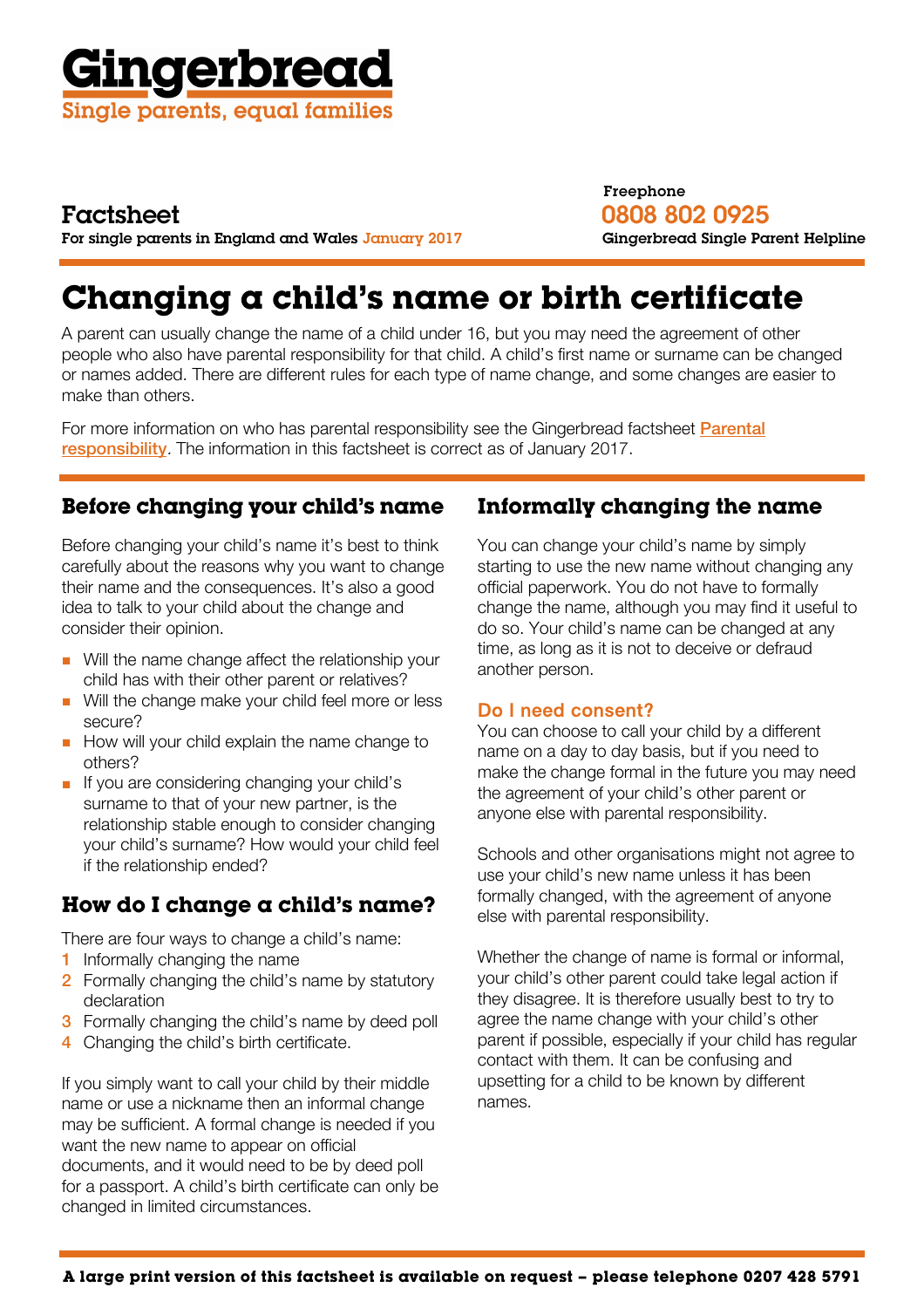# Gingerbread

Single parents, equal families

Factsheet

For single parents in England and Wales January 2017

Freephone

0808 802 0925

Gingerbread Single Parent Helpline

# Changing a child's name or birth certificate

A parent can usually change the name of a child under 16, but you may need the agreement of other people who also have parental responsibility for that child. A child's first name or surname can be changed or names added. There are different rules for each type of name change, and some changes are easier to make than others.

For more information on who has parental responsibility see the Gingerbread factsheet **Parental responsibility**. The information in this factsheet is correct as of January 2017.

## Before changing your child's name

Before changing your child's name it's best to think carefully about the reasons why you want to change their name and the consequences. It's also a good idea to talk to your child about the change and consider their opinion.

- Will the name change affect the relationship your child has with their other parent or relatives?
- Will the change make your child feel more or less secure?
- How will your child explain the name change to others?
- If you are considering changing your child's surname to that of your new partner, is the relationship stable enough to consider changing your child's surname? How would your child feel if the relationship ended?

## How do I change a child's name?

There are four ways to change a child's name:

1. Informally changing the name
2. Formally changing the child's name by statutory declaration
3. Formally changing the child's name by deed poll
4. Changing the child's birth certificate.

If you simply want to call your child by their middle name or use a nickname then an informal change may be sufficient. A formal change is needed if you want the new name to appear on official documents, and it would need to be by deed poll for a passport. A child's birth certificate can only be changed in limited circumstances.

## Informally changing the name

You can change your child's name by simply starting to use the new name without changing any official paperwork. You do not have to formally change the name, although you may find it useful to do so. Your child's name can be changed at any time, as long as it is not to deceive or defraud another person.

### Do I need consent?

You can choose to call your child by a different name on a day to day basis, but if you need to make the change formal in the future you may need the agreement of your child's other parent or anyone else with parental responsibility.

Schools and other organisations might not agree to use your child's new name unless it has been formally changed, with the agreement of anyone else with parental responsibility.

Whether the change of name is formal or informal, your child's other parent could take legal action if they disagree. It is therefore usually best to try to agree the name change with your child's other parent if possible, especially if your child has regular contact with them. It can be confusing and upsetting for a child to be known by different names.

**A large print version of this factsheet is available on request – please telephone 0207 428 5791**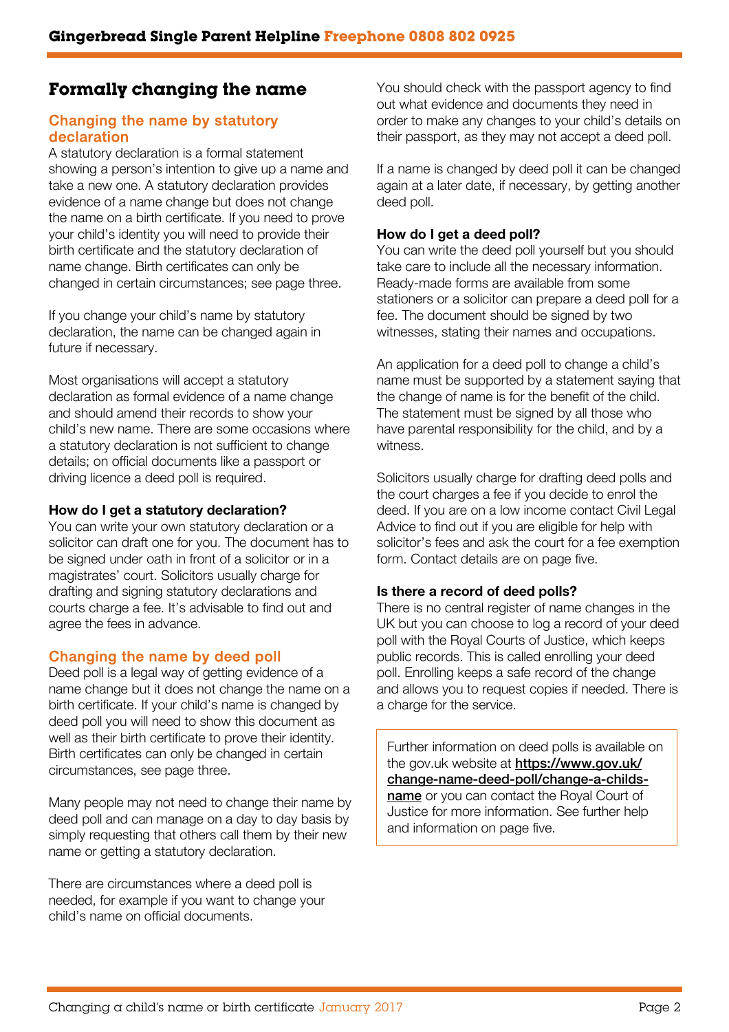# Formally changing the name

## Changing the name by statutory declaration

A statutory declaration is a formal statement showing a person's intention to give up a name and take a new one. A statutory declaration provides evidence of a name change but does not change the name on a birth certificate. If you need to prove your child's identity you will need to provide their birth certificate and the statutory declaration of name change. Birth certificates can only be changed in certain circumstances; see page three.

If you change your child's name by statutory declaration, the name can be changed again in future if necessary.

Most organisations will accept a statutory declaration as formal evidence of a name change and should amend their records to show your child's new name. There are some occasions where a statutory declaration is not sufficient to change details; on official documents like a passport or driving licence a deed poll is required.

### How do I get a statutory declaration?

You can write your own statutory declaration or a solicitor can draft one for you. The document has to be signed under oath in front of a solicitor or in a magistrates' court. Solicitors usually charge for drafting and signing statutory declarations and courts charge a fee. It's advisable to find out and agree the fees in advance.

## Changing the name by deed poll

Deed poll is a legal way of getting evidence of a name change but it does not change the name on a birth certificate. If your child's name is changed by deed poll you will need to show this document as well as their birth certificate to prove their identity. Birth certificates can only be changed in certain circumstances, see page three.

Many people may not need to change their name by deed poll and can manage on a day to day basis by simply requesting that others call them by their new name or getting a statutory declaration.

There are circumstances where a deed poll is needed, for example if you want to change your child's name on official documents.

You should check with the passport agency to find out what evidence and documents they need in order to make any changes to your child's details on their passport, as they may not accept a deed poll.

If a name is changed by deed poll it can be changed again at a later date, if necessary, by getting another deed poll.

### How do I get a deed poll?

You can write the deed poll yourself but you should take care to include all the necessary information. Ready-made forms are available from some stationers or a solicitor can prepare a deed poll for a fee. The document should be signed by two witnesses, stating their names and occupations.

An application for a deed poll to change a child's name must be supported by a statement saying that the change of name is for the benefit of the child. The statement must be signed by all those who have parental responsibility for the child, and by a witness.

Solicitors usually charge for drafting deed polls and the court charges a fee if you decide to enrol the deed. If you are on a low income contact Civil Legal Advice to find out if you are eligible for help with solicitor's fees and ask the court for a fee exemption form. Contact details are on page five.

### Is there a record of deed polls?

There is no central register of name changes in the UK but you can choose to log a record of your deed poll with the Royal Courts of Justice, which keeps public records. This is called enrolling your deed poll. Enrolling keeps a safe record of the change and allows you to request copies if needed. There is a charge for the service.

Further information on deed polls is available on the gov.uk website at **https://www.gov.uk/change-name-deed-poll/change-a-childs-name** or you can contact the Royal Court of Justice for more information. See further help and information on page five.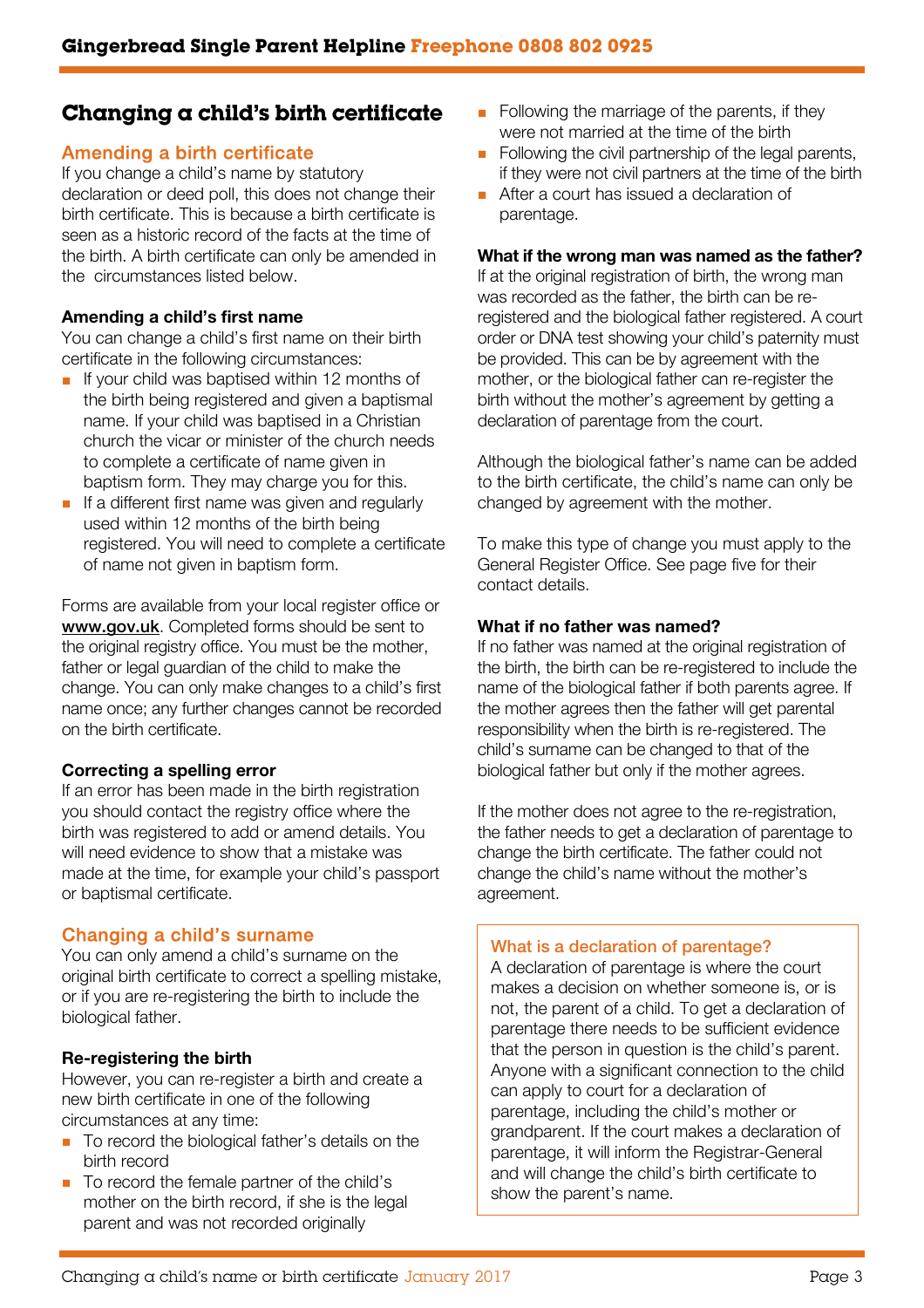## Changing a child's birth certificate

### Amending a birth certificate

If you change a child's name by statutory declaration or deed poll, this does not change their birth certificate. This is because a birth certificate is seen as a historic record of the facts at the time of the birth. A birth certificate can only be amended in the circumstances listed below.

**Amending a child's first name**

You can change a child's first name on their birth certificate in the following circumstances:

- If your child was baptised within 12 months of the birth being registered and given a baptismal name. If your child was baptised in a Christian church the vicar or minister of the church needs to complete a certificate of name given in baptism form. They may charge you for this.
- If a different first name was given and regularly used within 12 months of the birth being registered. You will need to complete a certificate of name not given in baptism form.

Forms are available from your local register office or **www.gov.uk**. Completed forms should be sent to the original registry office. You must be the mother, father or legal guardian of the child to make the change. You can only make changes to a child's first name once; any further changes cannot be recorded on the birth certificate.

**Correcting a spelling error**

If an error has been made in the birth registration you should contact the registry office where the birth was registered to add or amend details. You will need evidence to show that a mistake was made at the time, for example your child's passport or baptismal certificate.

### Changing a child's surname

You can only amend a child's surname on the original birth certificate to correct a spelling mistake, or if you are re-registering the birth to include the biological father.

**Re-registering the birth**

However, you can re-register a birth and create a new birth certificate in one of the following circumstances at any time:

- To record the biological father's details on the birth record
- To record the female partner of the child's mother on the birth record, if she is the legal parent and was not recorded originally
- Following the marriage of the parents, if they were not married at the time of the birth
- Following the civil partnership of the legal parents, if they were not civil partners at the time of the birth
- After a court has issued a declaration of parentage.

**What if the wrong man was named as the father?**

If at the original registration of birth, the wrong man was recorded as the father, the birth can be re-registered and the biological father registered. A court order or DNA test showing your child's paternity must be provided. This can be by agreement with the mother, or the biological father can re-register the birth without the mother's agreement by getting a declaration of parentage from the court.

Although the biological father's name can be added to the birth certificate, the child's name can only be changed by agreement with the mother.

To make this type of change you must apply to the General Register Office. See page five for their contact details.

**What if no father was named?**

If no father was named at the original registration of the birth, the birth can be re-registered to include the name of the biological father if both parents agree. If the mother agrees then the father will get parental responsibility when the birth is re-registered. The child's surname can be changed to that of the biological father but only if the mother agrees.

If the mother does not agree to the re-registration, the father needs to get a declaration of parentage to change the birth certificate. The father could not change the child's name without the mother's agreement.

### What is a declaration of parentage?

A declaration of parentage is where the court makes a decision on whether someone is, or is not, the parent of a child. To get a declaration of parentage there needs to be sufficient evidence that the person in question is the child's parent. Anyone with a significant connection to the child can apply to court for a declaration of parentage, including the child's mother or grandparent. If the court makes a declaration of parentage, it will inform the Registrar-General and will change the child's birth certificate to show the parent's name.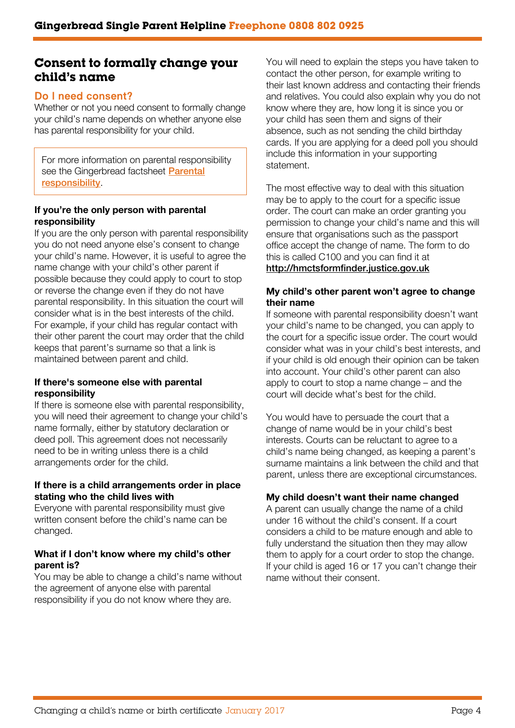## Consent to formally change your child's name

### Do I need consent?

Whether or not you need consent to formally change your child's name depends on whether anyone else has parental responsibility for your child.

> For more information on parental responsibility see the Gingerbread factsheet [Parental responsibility](#).

#### If you're the only person with parental responsibility

If you are the only person with parental responsibility you do not need anyone else's consent to change your child's name. However, it is useful to agree the name change with your child's other parent if possible because they could apply to court to stop or reverse the change even if they do not have parental responsibility. In this situation the court will consider what is in the best interests of the child. For example, if your child has regular contact with their other parent the court may order that the child keeps that parent's surname so that a link is maintained between parent and child.

#### If there's someone else with parental responsibility

If there is someone else with parental responsibility, you will need their agreement to change your child's name formally, either by statutory declaration or deed poll. This agreement does not necessarily need to be in writing unless there is a child arrangements order for the child.

#### If there is a child arrangements order in place stating who the child lives with

Everyone with parental responsibility must give written consent before the child's name can be changed.

#### What if I don't know where my child's other parent is?

You may be able to change a child's name without the agreement of anyone else with parental responsibility if you do not know where they are.

You will need to explain the steps you have taken to contact the other person, for example writing to their last known address and contacting their friends and relatives. You could also explain why you do not know where they are, how long it is since you or your child has seen them and signs of their absence, such as not sending the child birthday cards. If you are applying for a deed poll you should include this information in your supporting statement.

The most effective way to deal with this situation may be to apply to the court for a specific issue order. The court can make an order granting you permission to change your child's name and this will ensure that organisations such as the passport office accept the change of name. The form to do this is called C100 and you can find it at **http://hmctsformfinder.justice.gov.uk**

#### My child's other parent won't agree to change their name

If someone with parental responsibility doesn't want your child's name to be changed, you can apply to the court for a specific issue order. The court would consider what was in your child's best interests, and if your child is old enough their opinion can be taken into account. Your child's other parent can also apply to court to stop a name change – and the court will decide what's best for the child.

You would have to persuade the court that a change of name would be in your child's best interests. Courts can be reluctant to agree to a child's name being changed, as keeping a parent's surname maintains a link between the child and that parent, unless there are exceptional circumstances.

#### My child doesn't want their name changed

A parent can usually change the name of a child under 16 without the child's consent. If a court considers a child to be mature enough and able to fully understand the situation then they may allow them to apply for a court order to stop the change. If your child is aged 16 or 17 you can't change their name without their consent.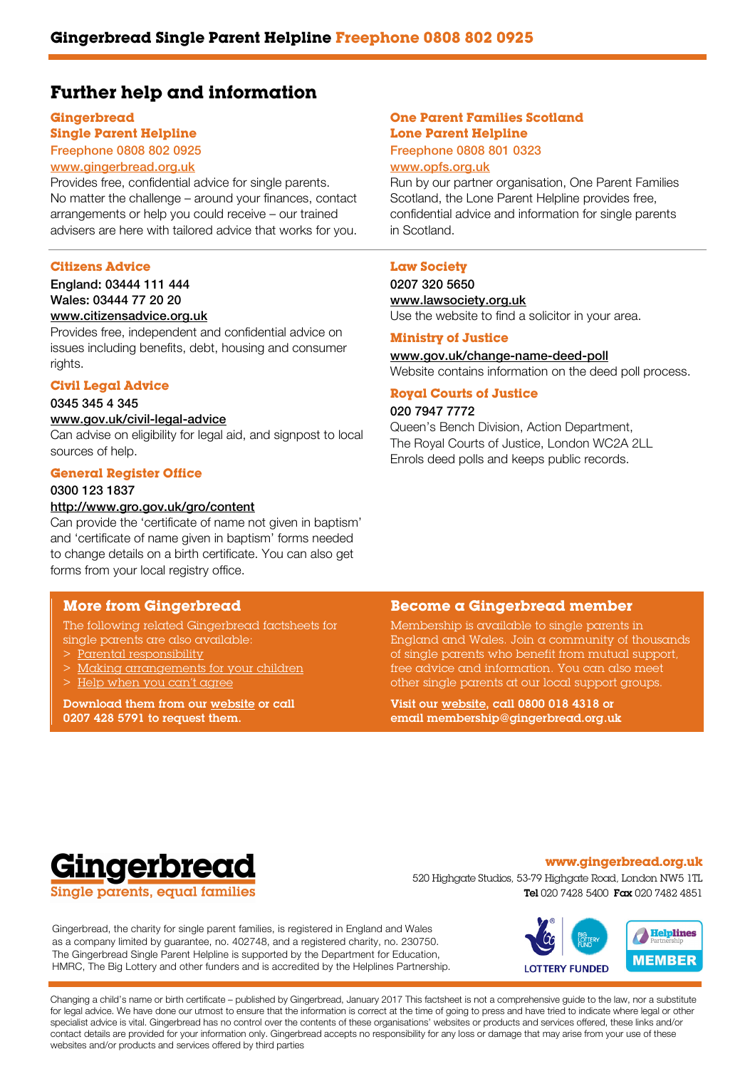## Further help and information

**Gingerbread Single Parent Helpline**
Freephone 0808 802 0925
www.gingerbread.org.uk
Provides free, confidential advice for single parents. No matter the challenge – around your finances, contact arrangements or help you could receive – our trained advisers are here with tailored advice that works for you.

**One Parent Families Scotland Lone Parent Helpline**
Freephone 0808 801 0323
www.opfs.org.uk
Run by our partner organisation, One Parent Families Scotland, the Lone Parent Helpline provides free, confidential advice and information for single parents in Scotland.

**Citizens Advice**
England: 03444 111 444
Wales: 03444 77 20 20
www.citizensadvice.org.uk
Provides free, independent and confidential advice on issues including benefits, debt, housing and consumer rights.

**Civil Legal Advice**
0345 345 4 345
www.gov.uk/civil-legal-advice
Can advise on eligibility for legal aid, and signpost to local sources of help.

**General Register Office**
0300 123 1837
http://www.gro.gov.uk/gro/content
Can provide the 'certificate of name not given in baptism' and 'certificate of name given in baptism' forms needed to change details on a birth certificate. You can also get forms from your local registry office.

**Law Society**
0207 320 5650
www.lawsociety.org.uk
Use the website to find a solicitor in your area.

**Ministry of Justice**
www.gov.uk/change-name-deed-poll
Website contains information on the deed poll process.

**Royal Courts of Justice**
020 7947 7772
Queen's Bench Division, Action Department,
The Royal Courts of Justice, London WC2A 2LL
Enrols deed polls and keeps public records.

### More from Gingerbread

The following related Gingerbread factsheets for single parents are also available:

- Parental responsibility
- Making arrangements for your children
- Help when you can't agree

**Download them from our website or call 0207 428 5791 to request them.**

### Become a Gingerbread member

Membership is available to single parents in England and Wales. Join a community of thousands of single parents who benefit from mutual support, free advice and information. You can also meet other single parents at our local support groups.

**Visit our website, call 0800 018 4318 or email membership@gingerbread.org.uk**

**Gingerbread**
Single parents, equal families

**www.gingerbread.org.uk**
520 Highgate Studios, 53-79 Highgate Road, London NW5 1TL
**Tel** 020 7428 5400 **Fax** 020 7482 4851

Gingerbread, the charity for single parent families, is registered in England and Wales as a company limited by guarantee, no. 402748, and a registered charity, no. 230750. The Gingerbread Single Parent Helpline is supported by the Department for Education, HMRC, The Big Lottery and other funders and is accredited by the Helplines Partnership.

LOTTERY FUNDED

Helplines Partnership MEMBER

Changing a child's name or birth certificate – published by Gingerbread, January 2017 This factsheet is not a comprehensive guide to the law, nor a substitute for legal advice. We have done our utmost to ensure that the information is correct at the time of going to press and have tried to indicate where legal or other specialist advice is vital. Gingerbread has no control over the contents of these organisations' websites or products and services offered, these links and/or contact details are provided for your information only. Gingerbread accepts no responsibility for any loss or damage that may arise from your use of these websites and/or products and services offered by third parties